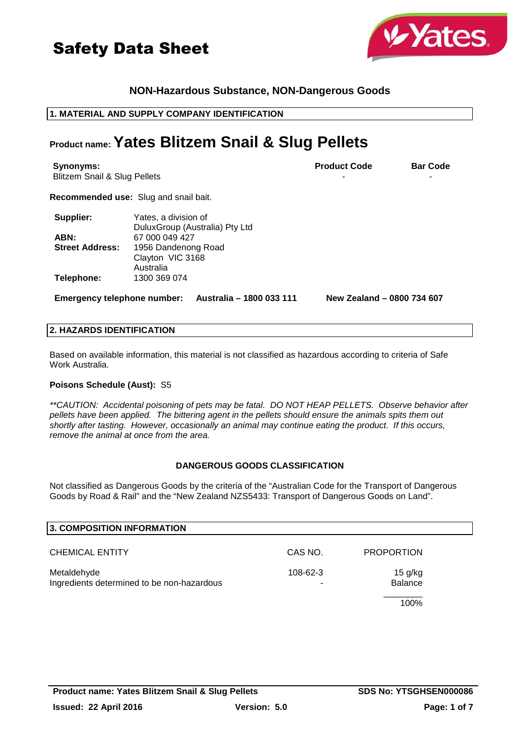# Safety Data Sheet

**NON-Hazardous Substance, NON-Dangerous Goods**

## 1. MATERIAL AND SUPPLY COMPANY IDENTIFICATION

**Product name: Yates Blitzem Snail & Slug Pellets**

| Synonyms: | Product Code | Bar Code |
|---|---|---|
| Blitzem Snail & Slug Pellets | - | - |

**Recommended use:** Slug and snail bait.

| | |
|---|---|
| **Supplier:** | Yates, a division of DuluxGroup (Australia) Pty Ltd |
| **ABN:** | 67 000 049 427 |
| **Street Address:** | 1956 Dandenong Road<br>Clayton VIC 3168<br>Australia |
| **Telephone:** | 1300 369 074 |

**Emergency telephone number:** **Australia – 1800 033 111** **New Zealand – 0800 734 607**

## 2. HAZARDS IDENTIFICATION

Based on available information, this material is not classified as hazardous according to criteria of Safe Work Australia.

**Poisons Schedule (Aust):** S5

*\*\*CAUTION: Accidental poisoning of pets may be fatal. DO NOT HEAP PELLETS. Observe behavior after pellets have been applied. The bittering agent in the pellets should ensure the animals spits them out shortly after tasting. However, occasionally an animal may continue eating the product. If this occurs, remove the animal at once from the area.*

### DANGEROUS GOODS CLASSIFICATION

Not classified as Dangerous Goods by the criteria of the "Australian Code for the Transport of Dangerous Goods by Road & Rail" and the "New Zealand NZS5433: Transport of Dangerous Goods on Land".

## 3. COMPOSITION INFORMATION

| CHEMICAL ENTITY | CAS NO. | PROPORTION |
|---|---|---|
| Metaldehyde | 108-62-3 | 15 g/kg |
| Ingredients determined to be non-hazardous | - | Balance |
| | | 100% |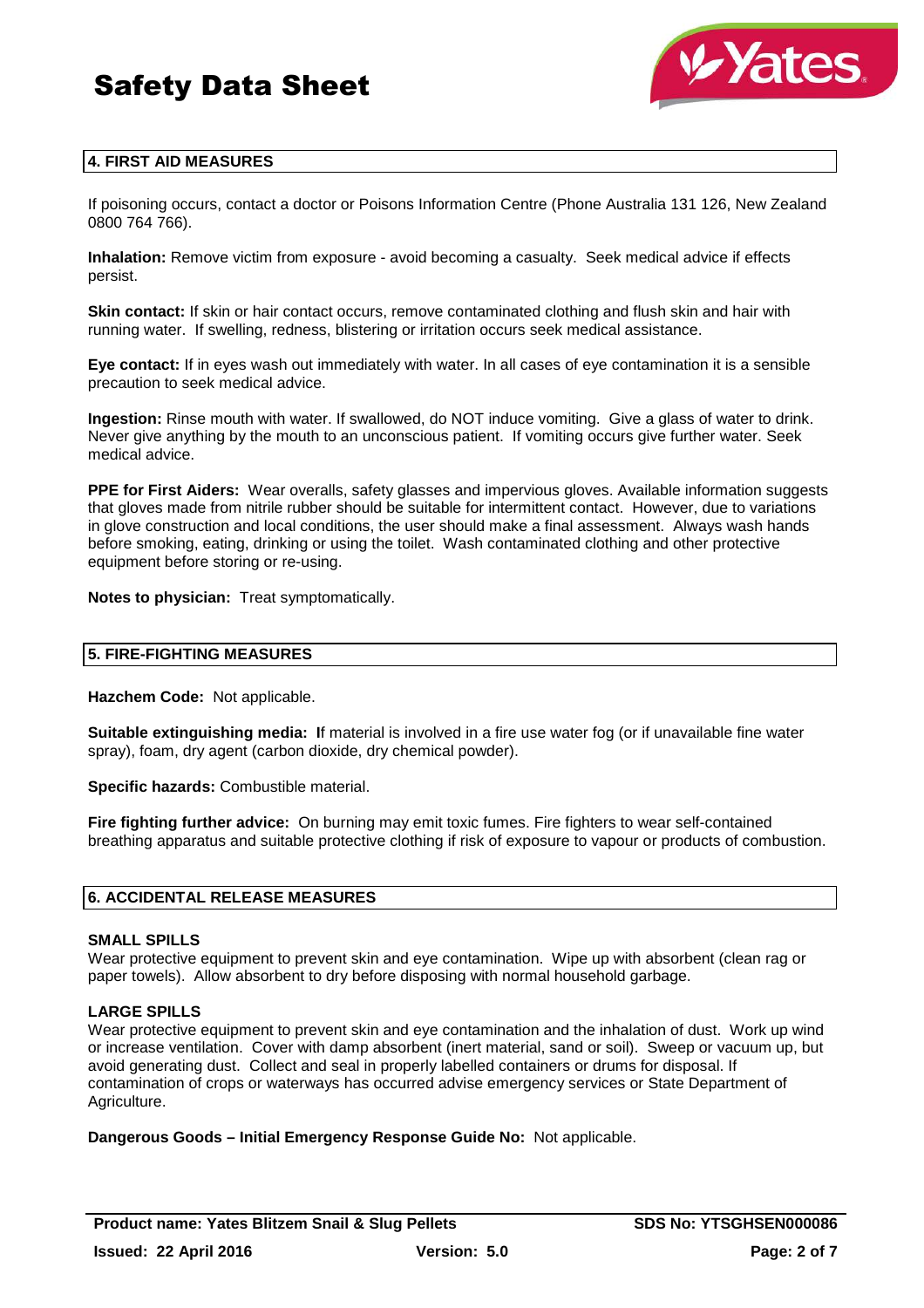## 4. FIRST AID MEASURES

If poisoning occurs, contact a doctor or Poisons Information Centre (Phone Australia 131 126, New Zealand 0800 764 766).

**Inhalation:** Remove victim from exposure - avoid becoming a casualty. Seek medical advice if effects persist.

**Skin contact:** If skin or hair contact occurs, remove contaminated clothing and flush skin and hair with running water. If swelling, redness, blistering or irritation occurs seek medical assistance.

**Eye contact:** If in eyes wash out immediately with water. In all cases of eye contamination it is a sensible precaution to seek medical advice.

**Ingestion:** Rinse mouth with water. If swallowed, do NOT induce vomiting. Give a glass of water to drink. Never give anything by the mouth to an unconscious patient. If vomiting occurs give further water. Seek medical advice.

**PPE for First Aiders:** Wear overalls, safety glasses and impervious gloves. Available information suggests that gloves made from nitrile rubber should be suitable for intermittent contact. However, due to variations in glove construction and local conditions, the user should make a final assessment. Always wash hands before smoking, eating, drinking or using the toilet. Wash contaminated clothing and other protective equipment before storing or re-using.

**Notes to physician:** Treat symptomatically.

## 5. FIRE-FIGHTING MEASURES

**Hazchem Code:** Not applicable.

**Suitable extinguishing media: I**f material is involved in a fire use water fog (or if unavailable fine water spray), foam, dry agent (carbon dioxide, dry chemical powder).

**Specific hazards:** Combustible material.

**Fire fighting further advice:** On burning may emit toxic fumes. Fire fighters to wear self-contained breathing apparatus and suitable protective clothing if risk of exposure to vapour or products of combustion.

## 6. ACCIDENTAL RELEASE MEASURES

### SMALL SPILLS

Wear protective equipment to prevent skin and eye contamination. Wipe up with absorbent (clean rag or paper towels). Allow absorbent to dry before disposing with normal household garbage.

### LARGE SPILLS

Wear protective equipment to prevent skin and eye contamination and the inhalation of dust. Work up wind or increase ventilation. Cover with damp absorbent (inert material, sand or soil). Sweep or vacuum up, but avoid generating dust. Collect and seal in properly labelled containers or drums for disposal. If contamination of crops or waterways has occurred advise emergency services or State Department of Agriculture.

**Dangerous Goods – Initial Emergency Response Guide No:** Not applicable.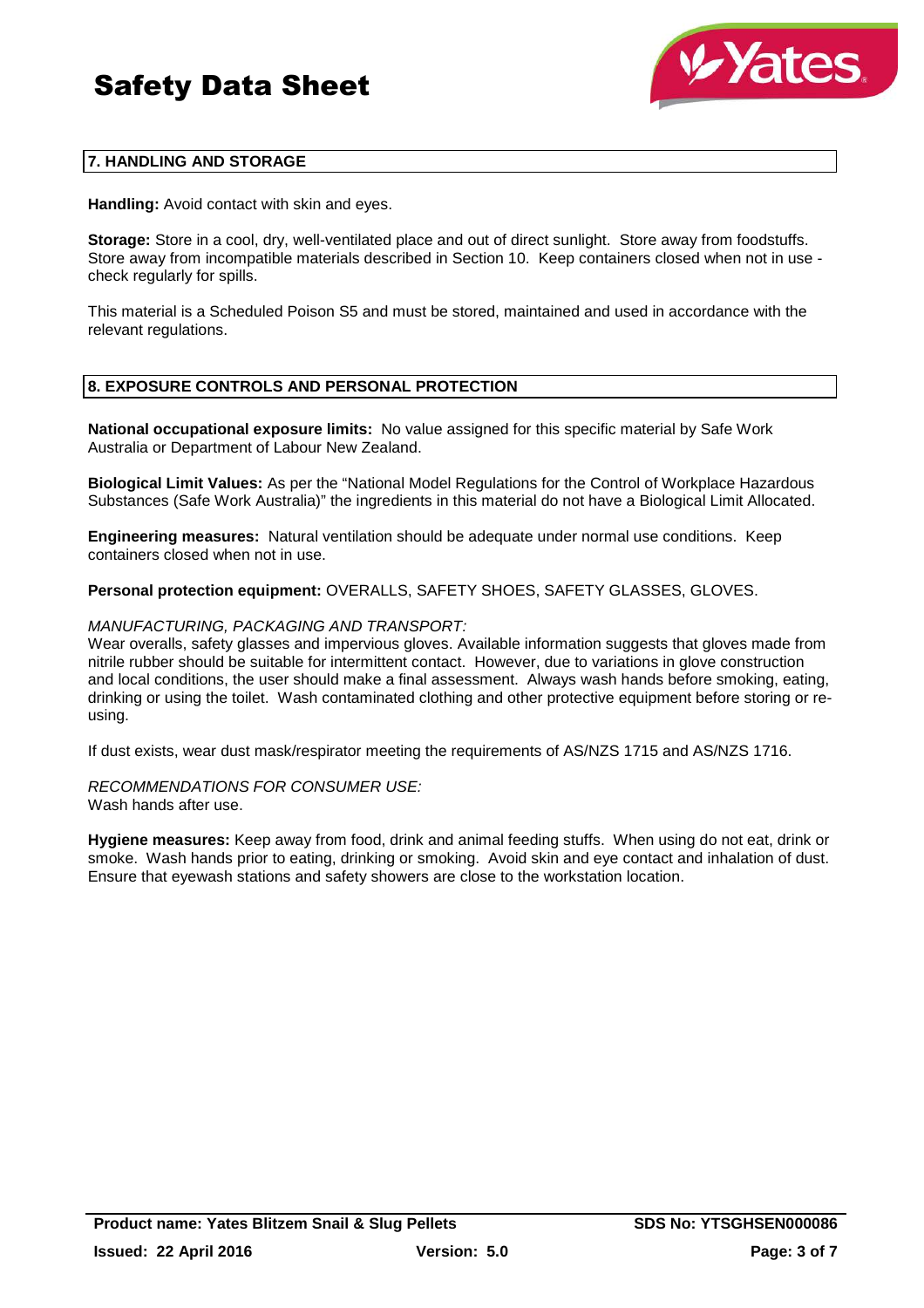## 7. HANDLING AND STORAGE

**Handling:** Avoid contact with skin and eyes.

**Storage:** Store in a cool, dry, well-ventilated place and out of direct sunlight. Store away from foodstuffs. Store away from incompatible materials described in Section 10. Keep containers closed when not in use - check regularly for spills.

This material is a Scheduled Poison S5 and must be stored, maintained and used in accordance with the relevant regulations.

## 8. EXPOSURE CONTROLS AND PERSONAL PROTECTION

**National occupational exposure limits:** No value assigned for this specific material by Safe Work Australia or Department of Labour New Zealand.

**Biological Limit Values:** As per the "National Model Regulations for the Control of Workplace Hazardous Substances (Safe Work Australia)" the ingredients in this material do not have a Biological Limit Allocated.

**Engineering measures:** Natural ventilation should be adequate under normal use conditions. Keep containers closed when not in use.

**Personal protection equipment:** OVERALLS, SAFETY SHOES, SAFETY GLASSES, GLOVES.

*MANUFACTURING, PACKAGING AND TRANSPORT:*
Wear overalls, safety glasses and impervious gloves. Available information suggests that gloves made from nitrile rubber should be suitable for intermittent contact. However, due to variations in glove construction and local conditions, the user should make a final assessment. Always wash hands before smoking, eating, drinking or using the toilet. Wash contaminated clothing and other protective equipment before storing or re-using.

If dust exists, wear dust mask/respirator meeting the requirements of AS/NZS 1715 and AS/NZS 1716.

*RECOMMENDATIONS FOR CONSUMER USE:*
Wash hands after use.

**Hygiene measures:** Keep away from food, drink and animal feeding stuffs. When using do not eat, drink or smoke. Wash hands prior to eating, drinking or smoking. Avoid skin and eye contact and inhalation of dust. Ensure that eyewash stations and safety showers are close to the workstation location.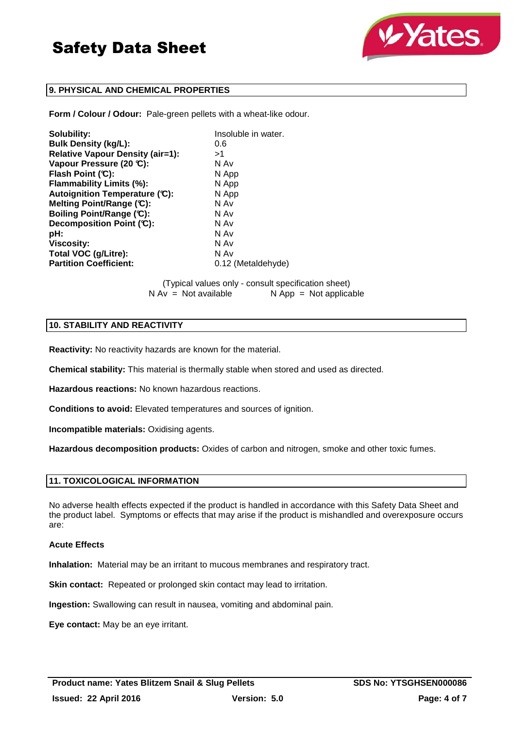## 9. PHYSICAL AND CHEMICAL PROPERTIES

**Form / Colour / Odour:** Pale-green pellets with a wheat-like odour.

| | |
|---|---|
| **Solubility:** | Insoluble in water. |
| **Bulk Density (kg/L):** | 0.6 |
| **Relative Vapour Density (air=1):** | >1 |
| **Vapour Pressure (20 ℃):** | N Av |
| **Flash Point (℃):** | N App |
| **Flammability Limits (%):** | N App |
| **Autoignition Temperature (℃):** | N App |
| **Melting Point/Range (℃):** | N Av |
| **Boiling Point/Range (℃):** | N Av |
| **Decomposition Point (℃):** | N Av |
| **pH:** | N Av |
| **Viscosity:** | N Av |
| **Total VOC (g/Litre):** | N Av |
| **Partition Coefficient:** | 0.12 (Metaldehyde) |

(Typical values only - consult specification sheet)
N Av = Not available N App = Not applicable

## 10. STABILITY AND REACTIVITY

**Reactivity:** No reactivity hazards are known for the material.

**Chemical stability:** This material is thermally stable when stored and used as directed.

**Hazardous reactions:** No known hazardous reactions.

**Conditions to avoid:** Elevated temperatures and sources of ignition.

**Incompatible materials:** Oxidising agents.

**Hazardous decomposition products:** Oxides of carbon and nitrogen, smoke and other toxic fumes.

## 11. TOXICOLOGICAL INFORMATION

No adverse health effects expected if the product is handled in accordance with this Safety Data Sheet and the product label. Symptoms or effects that may arise if the product is mishandled and overexposure occurs are:

**Acute Effects**

**Inhalation:** Material may be an irritant to mucous membranes and respiratory tract.

**Skin contact:** Repeated or prolonged skin contact may lead to irritation.

**Ingestion:** Swallowing can result in nausea, vomiting and abdominal pain.

**Eye contact:** May be an eye irritant.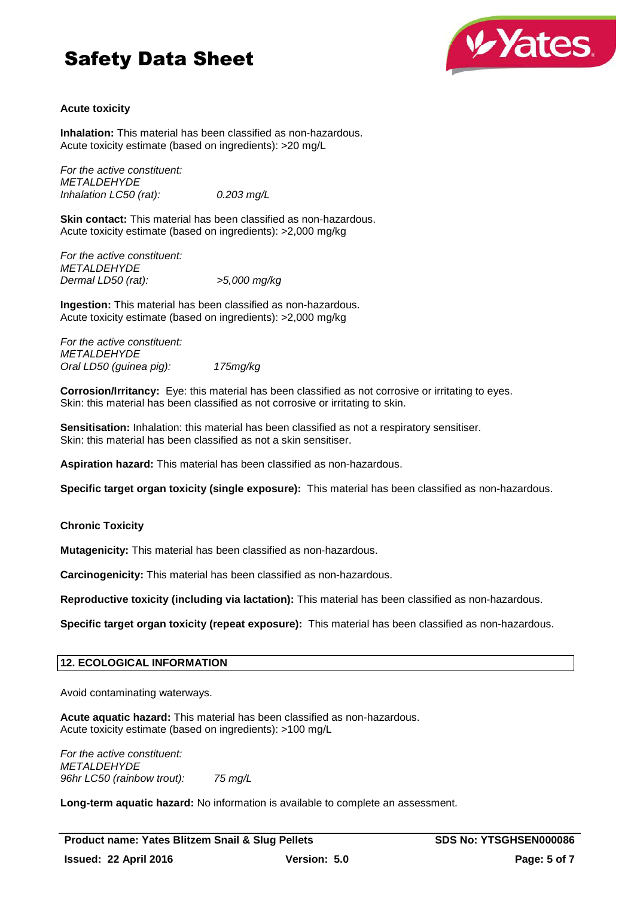**Acute toxicity**

**Inhalation:** This material has been classified as non-hazardous.
Acute toxicity estimate (based on ingredients): >20 mg/L

*For the active constituent:*
*METALDEHYDE*
*Inhalation LC50 (rat):* *0.203 mg/L*

**Skin contact:** This material has been classified as non-hazardous.
Acute toxicity estimate (based on ingredients): >2,000 mg/kg

*For the active constituent:*
*METALDEHYDE*
*Dermal LD50 (rat):* *>5,000 mg/kg*

**Ingestion:** This material has been classified as non-hazardous.
Acute toxicity estimate (based on ingredients): >2,000 mg/kg

*For the active constituent:*
*METALDEHYDE*
*Oral LD50 (guinea pig):* *175mg/kg*

**Corrosion/Irritancy:** Eye: this material has been classified as not corrosive or irritating to eyes.
Skin: this material has been classified as not corrosive or irritating to skin.

**Sensitisation:** Inhalation: this material has been classified as not a respiratory sensitiser.
Skin: this material has been classified as not a skin sensitiser.

**Aspiration hazard:** This material has been classified as non-hazardous.

**Specific target organ toxicity (single exposure):** This material has been classified as non-hazardous.

**Chronic Toxicity**

**Mutagenicity:** This material has been classified as non-hazardous.

**Carcinogenicity:** This material has been classified as non-hazardous.

**Reproductive toxicity (including via lactation):** This material has been classified as non-hazardous.

**Specific target organ toxicity (repeat exposure):** This material has been classified as non-hazardous.

## 12. ECOLOGICAL INFORMATION

Avoid contaminating waterways.

**Acute aquatic hazard:** This material has been classified as non-hazardous.
Acute toxicity estimate (based on ingredients): >100 mg/L

*For the active constituent:*
*METALDEHYDE*
*96hr LC50 (rainbow trout):* *75 mg/L*

**Long-term aquatic hazard:** No information is available to complete an assessment.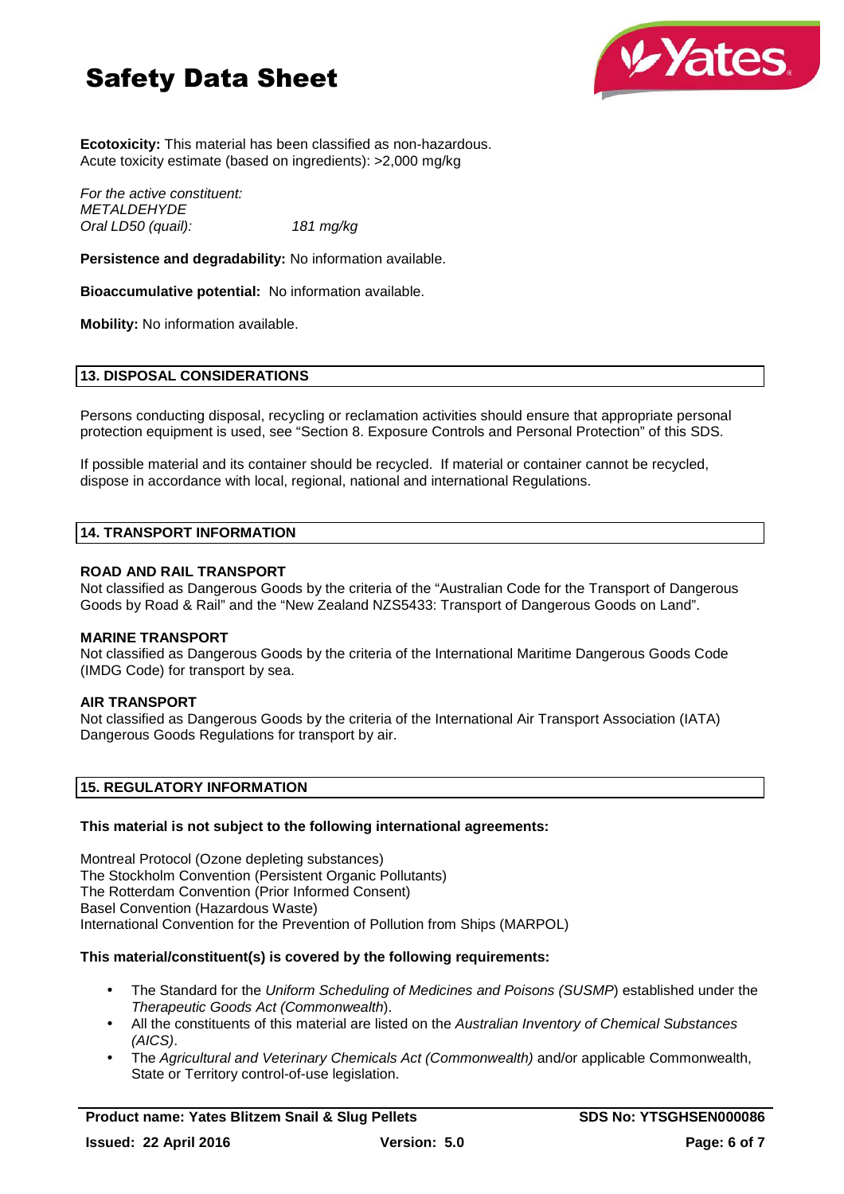**Ecotoxicity:** This material has been classified as non-hazardous.
Acute toxicity estimate (based on ingredients): >2,000 mg/kg

*For the active constituent:*
*METALDEHYDE*
*Oral LD50 (quail):* *181 mg/kg*

**Persistence and degradability:** No information available.

**Bioaccumulative potential:** No information available.

**Mobility:** No information available.

## 13. DISPOSAL CONSIDERATIONS

Persons conducting disposal, recycling or reclamation activities should ensure that appropriate personal protection equipment is used, see "Section 8. Exposure Controls and Personal Protection" of this SDS.

If possible material and its container should be recycled. If material or container cannot be recycled, dispose in accordance with local, regional, national and international Regulations.

## 14. TRANSPORT INFORMATION

**ROAD AND RAIL TRANSPORT**
Not classified as Dangerous Goods by the criteria of the "Australian Code for the Transport of Dangerous Goods by Road & Rail" and the "New Zealand NZS5433: Transport of Dangerous Goods on Land".

**MARINE TRANSPORT**
Not classified as Dangerous Goods by the criteria of the International Maritime Dangerous Goods Code (IMDG Code) for transport by sea.

**AIR TRANSPORT**
Not classified as Dangerous Goods by the criteria of the International Air Transport Association (IATA) Dangerous Goods Regulations for transport by air.

## 15. REGULATORY INFORMATION

**This material is not subject to the following international agreements:**

Montreal Protocol (Ozone depleting substances)
The Stockholm Convention (Persistent Organic Pollutants)
The Rotterdam Convention (Prior Informed Consent)
Basel Convention (Hazardous Waste)
International Convention for the Prevention of Pollution from Ships (MARPOL)

**This material/constituent(s) is covered by the following requirements:**

- The Standard for the *Uniform Scheduling of Medicines and Poisons (SUSMP*) established under the *Therapeutic Goods Act (Commonwealth*).
- All the constituents of this material are listed on the *Australian Inventory of Chemical Substances (AICS)*.
- The *Agricultural and Veterinary Chemicals Act (Commonwealth)* and/or applicable Commonwealth, State or Territory control-of-use legislation.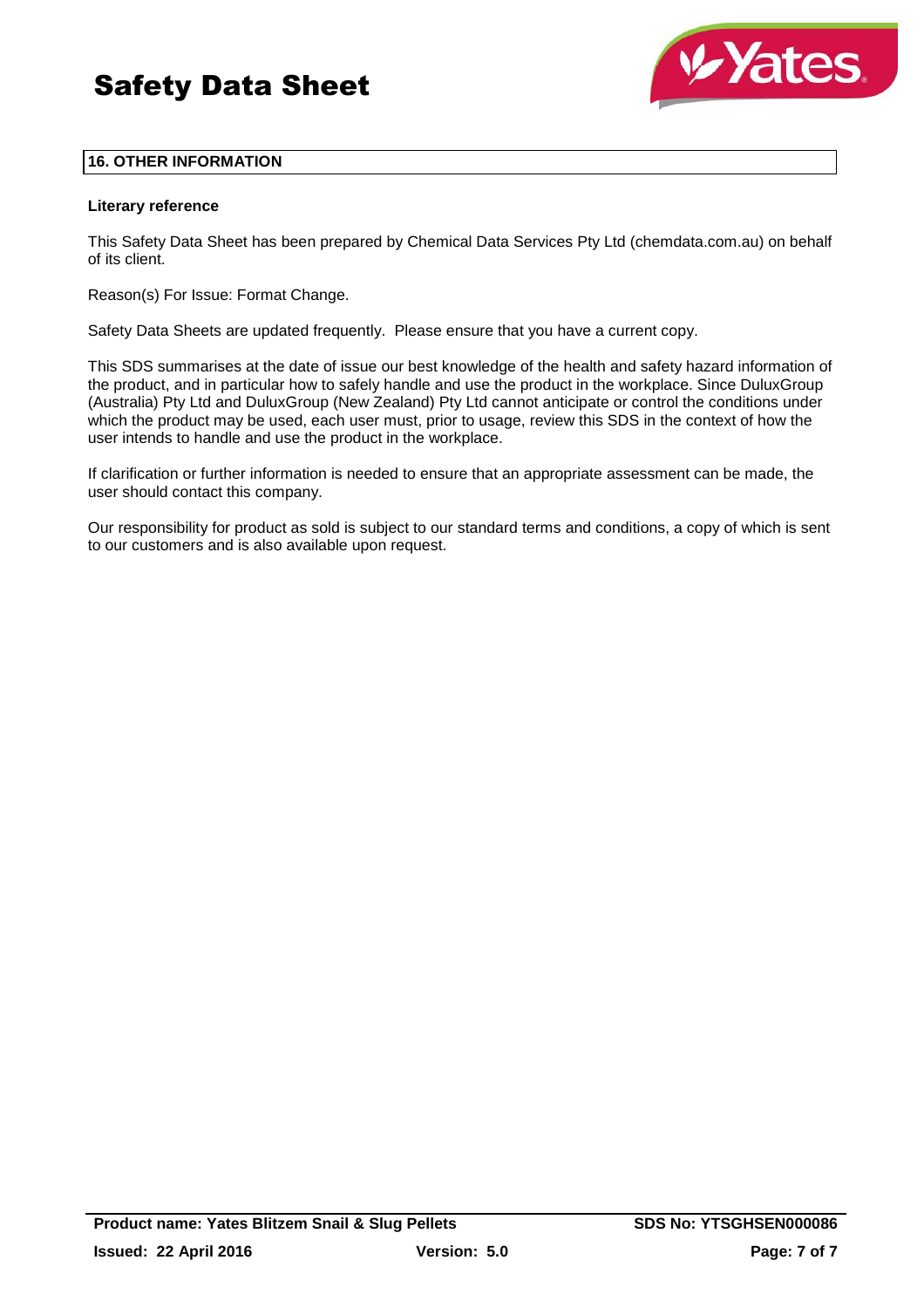## 16. OTHER INFORMATION

**Literary reference**

This Safety Data Sheet has been prepared by Chemical Data Services Pty Ltd (chemdata.com.au) on behalf of its client.

Reason(s) For Issue: Format Change.

Safety Data Sheets are updated frequently. Please ensure that you have a current copy.

This SDS summarises at the date of issue our best knowledge of the health and safety hazard information of the product, and in particular how to safely handle and use the product in the workplace. Since DuluxGroup (Australia) Pty Ltd and DuluxGroup (New Zealand) Pty Ltd cannot anticipate or control the conditions under which the product may be used, each user must, prior to usage, review this SDS in the context of how the user intends to handle and use the product in the workplace.

If clarification or further information is needed to ensure that an appropriate assessment can be made, the user should contact this company.

Our responsibility for product as sold is subject to our standard terms and conditions, a copy of which is sent to our customers and is also available upon request.